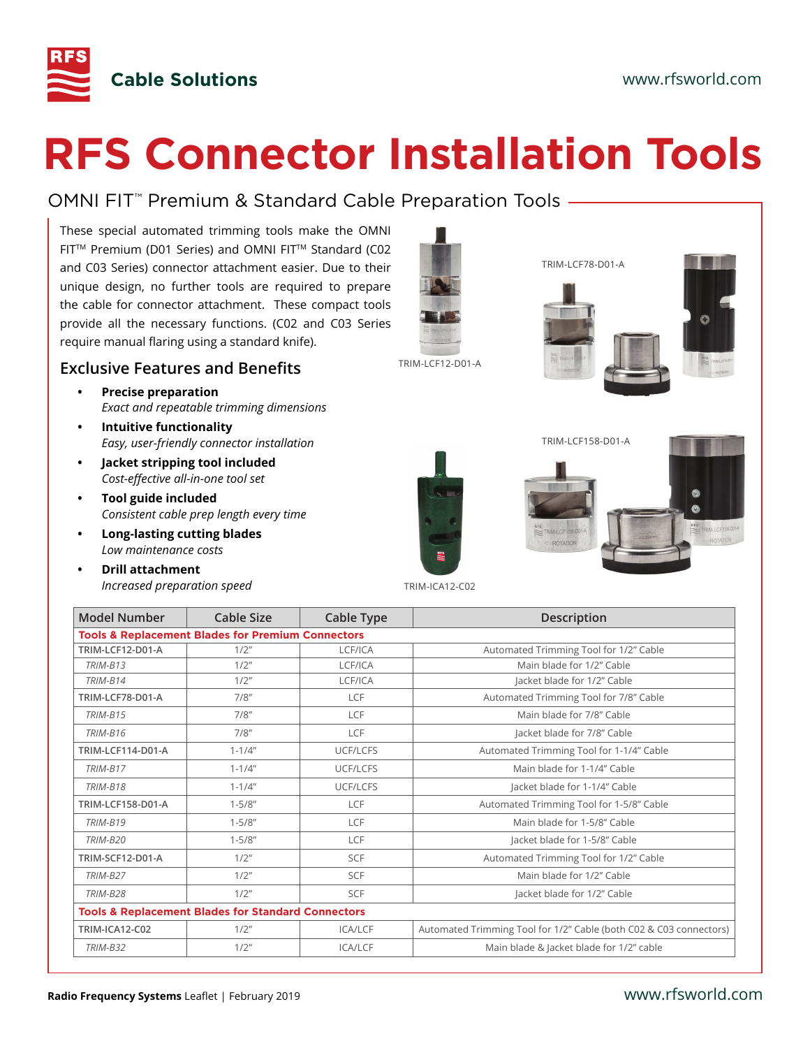# RFS Connector Installation Tools

## OMNI FIT™ Premium & Standard Cable Preparation Tools

These special automated trimming tools make the OMNI FIT™ Premium (D01 Series) and OMNI FIT™ Standard (C02 and C03 Series) connector attachment easier. Due to their unique design, no further tools are required to prepare the cable for connector attachment. These compact tools provide all the necessary functions. (C02 and C03 Series require manual flaring using a standard knife).

TRIM-LCF12-D01-A

TRIM-LCF78-D01-A

TRIM-LCF158-D01-A

TRIM-ICA12-C02

### Exclusive Features and Benefits

- **Precise preparation**
  *Exact and repeatable trimming dimensions*
- **Intuitive functionality**
  *Easy, user-friendly connector installation*
- **Jacket stripping tool included**
  *Cost-effective all-in-one tool set*
- **Tool guide included**
  *Consistent cable prep length every time*
- **Long-lasting cutting blades**
  *Low maintenance costs*
- **Drill attachment**
  *Increased preparation speed*

| Model Number | Cable Size | Cable Type | Description |
|---|---|---|---|
| **Tools & Replacement Blades for Premium Connectors** | | | |
| **TRIM-LCF12-D01-A** | 1/2" | LCF/ICA | Automated Trimming Tool for 1/2" Cable |
| *TRIM-B13* | 1/2" | LCF/ICA | Main blade for 1/2" Cable |
| *TRIM-B14* | 1/2" | LCF/ICA | Jacket blade for 1/2" Cable |
| **TRIM-LCF78-D01-A** | 7/8" | LCF | Automated Trimming Tool for 7/8" Cable |
| *TRIM-B15* | 7/8" | LCF | Main blade for 7/8" Cable |
| *TRIM-B16* | 7/8" | LCF | Jacket blade for 7/8" Cable |
| **TRIM-LCF114-D01-A** | 1-1/4" | UCF/LCFS | Automated Trimming Tool for 1-1/4" Cable |
| *TRIM-B17* | 1-1/4" | UCF/LCFS | Main blade for 1-1/4" Cable |
| *TRIM-B18* | 1-1/4" | UCF/LCFS | Jacket blade for 1-1/4" Cable |
| **TRIM-LCF158-D01-A** | 1-5/8" | LCF | Automated Trimming Tool for 1-5/8" Cable |
| *TRIM-B19* | 1-5/8" | LCF | Main blade for 1-5/8" Cable |
| *TRIM-B20* | 1-5/8" | LCF | Jacket blade for 1-5/8" Cable |
| **TRIM-SCF12-D01-A** | 1/2" | SCF | Automated Trimming Tool for 1/2" Cable |
| *TRIM-B27* | 1/2" | SCF | Main blade for 1/2" Cable |
| *TRIM-B28* | 1/2" | SCF | Jacket blade for 1/2" Cable |
| **Tools & Replacement Blades for Standard Connectors** | | | |
| **TRIM-ICA12-C02** | 1/2" | ICA/LCF | Automated Trimming Tool for 1/2" Cable (both C02 & C03 connectors) |
| *TRIM-B32* | 1/2" | ICA/LCF | Main blade & Jacket blade for 1/2" cable |

**Radio Frequency Systems** Leaflet | February 2019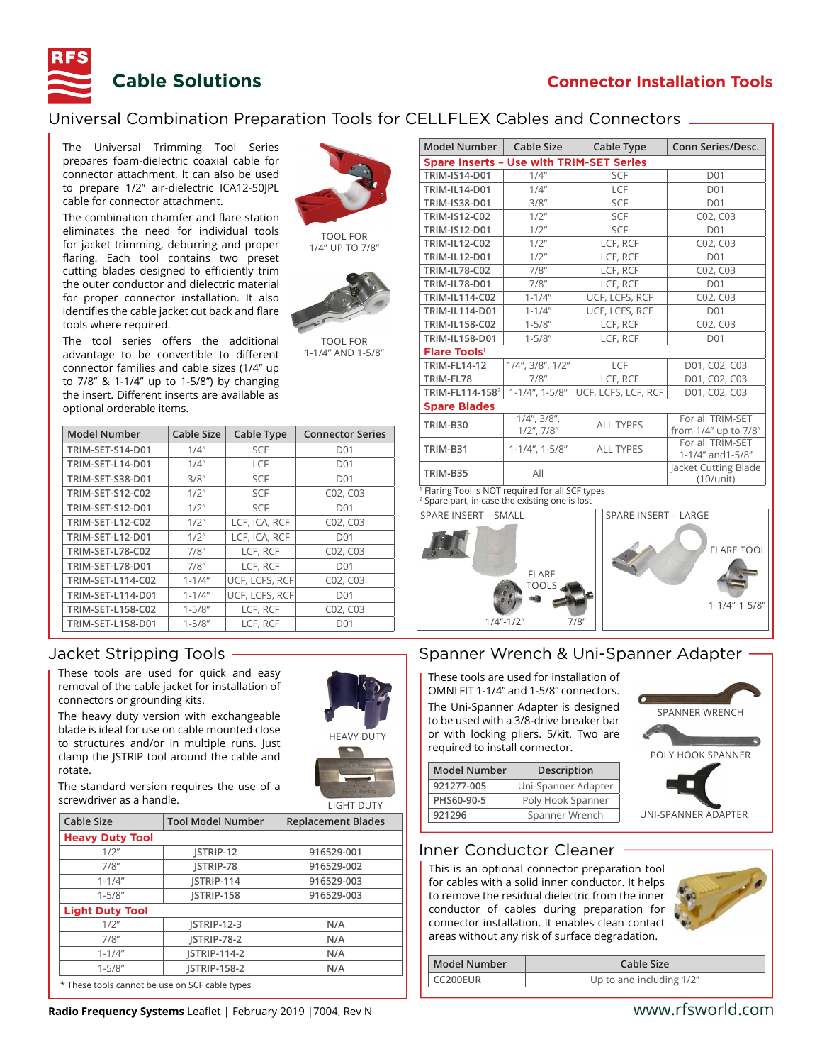# Cable Solutions

## Connector Installation Tools

## Universal Combination Preparation Tools for CELLFLEX Cables and Connectors

The Universal Trimming Tool Series prepares foam-dielectric coaxial cable for connector attachment. It can also be used to prepare 1/2" air-dielectric ICA12-50JPL cable for connector attachment.

The combination chamfer and flare station eliminates the need for individual tools for jacket trimming, deburring and proper flaring. Each tool contains two preset cutting blades designed to efficiently trim the outer conductor and dielectric material for proper connector installation. It also identifies the cable jacket cut back and flare tools where required.

The tool series offers the additional advantage to be convertible to different connector families and cable sizes (1/4" up to 7/8" & 1-1/4" up to 1-5/8") by changing the insert. Different inserts are available as optional orderable items.

TOOL FOR 1/4" UP TO 7/8"

TOOL FOR 1-1/4" AND 1-5/8"

| Model Number | Cable Size | Cable Type | Connector Series |
|---|---|---|---|
| TRIM-SET-S14-D01 | 1/4" | SCF | D01 |
| TRIM-SET-L14-D01 | 1/4" | LCF | D01 |
| TRIM-SET-S38-D01 | 3/8" | SCF | D01 |
| TRIM-SET-S12-C02 | 1/2" | SCF | C02, C03 |
| TRIM-SET-S12-D01 | 1/2" | SCF | D01 |
| TRIM-SET-L12-C02 | 1/2" | LCF, ICA, RCF | C02, C03 |
| TRIM-SET-L12-D01 | 1/2" | LCF, ICA, RCF | D01 |
| TRIM-SET-L78-C02 | 7/8" | LCF, RCF | C02, C03 |
| TRIM-SET-L78-D01 | 7/8" | LCF, RCF | D01 |
| TRIM-SET-L114-C02 | 1-1/4" | UCF, LCFS, RCF | C02, C03 |
| TRIM-SET-L114-D01 | 1-1/4" | UCF, LCFS, RCF | D01 |
| TRIM-SET-L158-C02 | 1-5/8" | LCF, RCF | C02, C03 |
| TRIM-SET-L158-D01 | 1-5/8" | LCF, RCF | D01 |

| Model Number | Cable Size | Cable Type | Conn Series/Desc. |
|---|---|---|---|
| **Spare Inserts – Use with TRIM-SET Series** | | | |
| TRIM-IS14-D01 | 1/4" | SCF | D01 |
| TRIM-IL14-D01 | 1/4" | LCF | D01 |
| TRIM-IS38-D01 | 3/8" | SCF | D01 |
| TRIM-IS12-C02 | 1/2" | SCF | C02, C03 |
| TRIM-IS12-D01 | 1/2" | SCF | D01 |
| TRIM-IL12-C02 | 1/2" | LCF, RCF | C02, C03 |
| TRIM-IL12-D01 | 1/2" | LCF, RCF | D01 |
| TRIM-IL78-C02 | 7/8" | LCF, RCF | C02, C03 |
| TRIM-IL78-D01 | 7/8" | LCF, RCF | D01 |
| TRIM-IL114-C02 | 1-1/4" | UCF, LCFS, RCF | C02, C03 |
| TRIM-IL114-D01 | 1-1/4" | UCF, LCFS, RCF | D01 |
| TRIM-IL158-C02 | 1-5/8" | LCF, RCF | C02, C03 |
| TRIM-IL158-D01 | 1-5/8" | LCF, RCF | D01 |
| **Flare Tools[1]** | | | |
| TRIM-FL14-12 | 1/4", 3/8", 1/2" | LCF | D01, C02, C03 |
| TRIM-FL78 | 7/8" | LCF, RCF | D01, C02, C03 |
| TRIM-FL114-158[2] | 1-1/4", 1-5/8" | UCF, LCFS, LCF, RCF | D01, C02, C03 |
| **Spare Blades** | | | |
| TRIM-B30 | 1/4", 3/8", 1/2", 7/8" | ALL TYPES | For all TRIM-SET from 1/4" up to 7/8" |
| TRIM-B31 | 1-1/4", 1-5/8" | ALL TYPES | For all TRIM-SET 1-1/4" and1-5/8" |
| TRIM-B35 | All | | Jacket Cutting Blade (10/unit) |

[1] Flaring Tool is NOT required for all SCF types
[2] Spare part, in case the existing one is lost

SPARE INSERT – SMALL

FLARE TOOLS

1/4"-1/2" 7/8"

SPARE INSERT – LARGE

FLARE TOOL

1-1/4"-1-5/8"

## Jacket Stripping Tools

These tools are used for quick and easy removal of the cable jacket for installation of connectors or grounding kits.

The heavy duty version with exchangeable blade is ideal for use on cable mounted close to structures and/or in multiple runs. Just clamp the JSTRIP tool around the cable and rotate.

The standard version requires the use of a screwdriver as a handle.

HEAVY DUTY

LIGHT DUTY

| Cable Size | Tool Model Number | Replacement Blades |
|---|---|---|
| **Heavy Duty Tool** | | |
| 1/2" | JSTRIP-12 | 916529-001 |
| 7/8" | JSTRIP-78 | 916529-002 |
| 1-1/4" | JSTRIP-114 | 916529-003 |
| 1-5/8" | JSTRIP-158 | 916529-003 |
| **Light Duty Tool** | | |
| 1/2" | JSTRIP-12-3 | N/A |
| 7/8" | JSTRIP-78-2 | N/A |
| 1-1/4" | JSTRIP-114-2 | N/A |
| 1-5/8" | JSTRIP-158-2 | N/A |

\* These tools cannot be use on SCF cable types

## Spanner Wrench & Uni-Spanner Adapter

These tools are used for installation of OMNI FIT 1-1/4" and 1-5/8" connectors.

The Uni-Spanner Adapter is designed to be used with a 3/8-drive breaker bar or with locking pliers. 5/kit. Two are required to install connector.

| Model Number | Description |
|---|---|
| 921277-005 | Uni-Spanner Adapter |
| PHS60-90-5 | Poly Hook Spanner |
| 921296 | Spanner Wrench |

SPANNER WRENCH

POLY HOOK SPANNER

UNI-SPANNER ADAPTER

## Inner Conductor Cleaner

This is an optional connector preparation tool for cables with a solid inner conductor. It helps to remove the residual dielectric from the inner conductor of cables during preparation for connector installation. It enables clean contact areas without any risk of surface degradation.

| Model Number | Cable Size |
|---|---|
| CC200EUR | Up to and including 1/2" |

**Radio Frequency Systems** Leaflet | February 2019 | 7004, Rev N

www.rfsworld.com